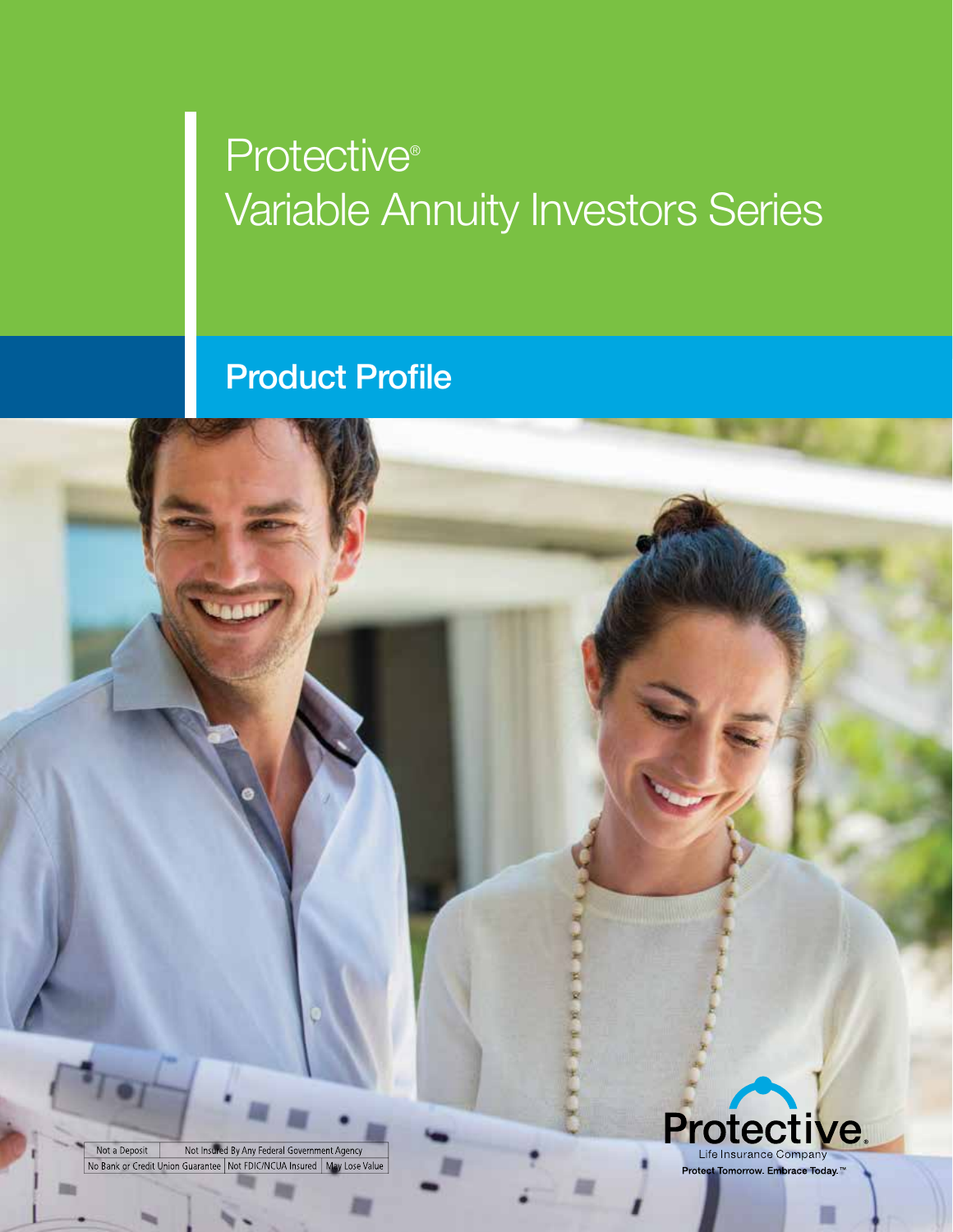# Protective®
# Variable Annuity Investors Series

## Product Profile

| Not a Deposit | Not Insured By Any Federal Government Agency | |
|---|---|---|
| No Bank or Credit Union Guarantee | Not FDIC/NCUA Insured | May Lose Value |

Protective® Life Insurance Company

Protect Tomorrow. Embrace Today.™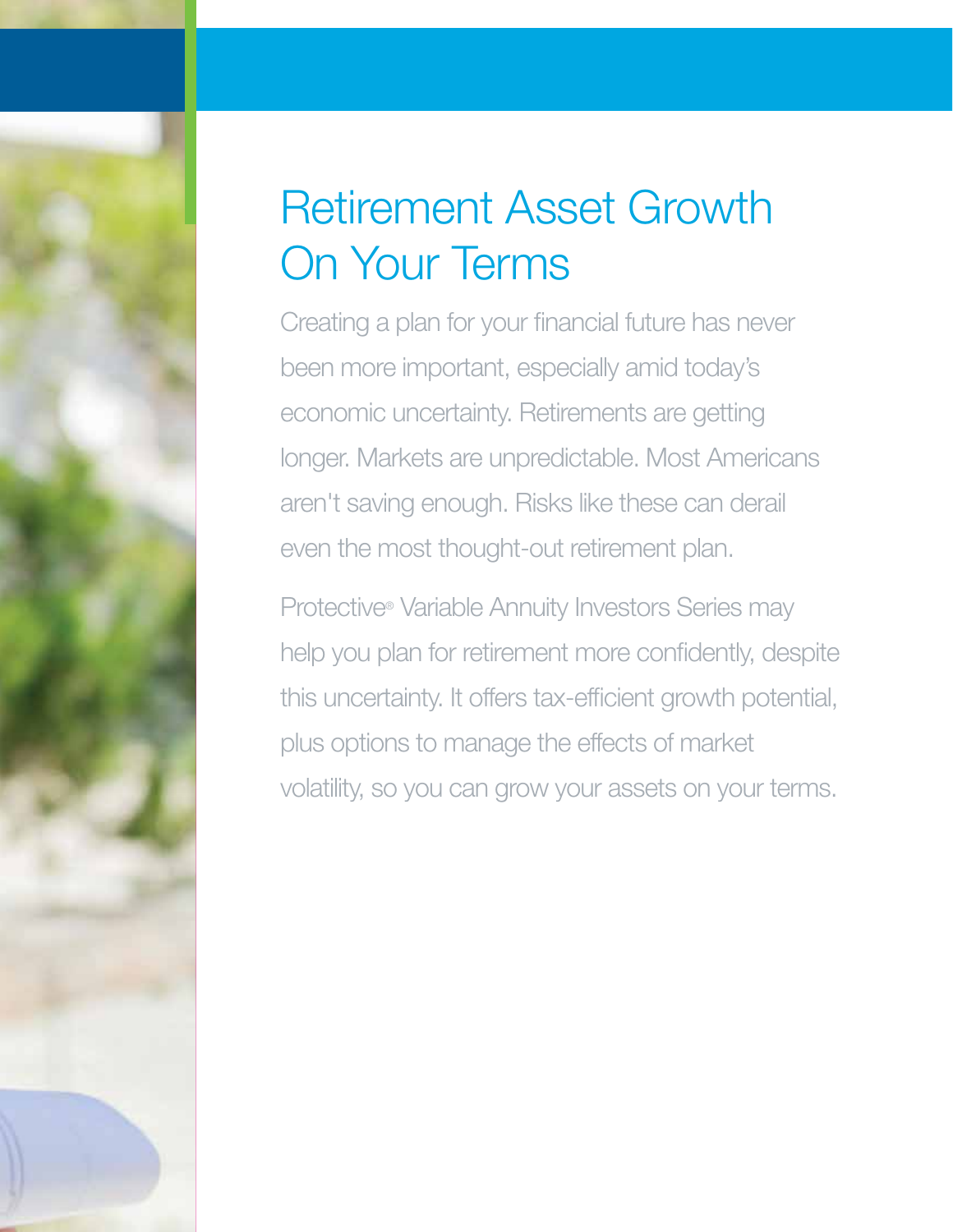# Retirement Asset Growth On Your Terms

Creating a plan for your financial future has never been more important, especially amid today's economic uncertainty. Retirements are getting longer. Markets are unpredictable. Most Americans aren't saving enough. Risks like these can derail even the most thought-out retirement plan.

Protective® Variable Annuity Investors Series may help you plan for retirement more confidently, despite this uncertainty. It offers tax-efficient growth potential, plus options to manage the effects of market volatility, so you can grow your assets on your terms.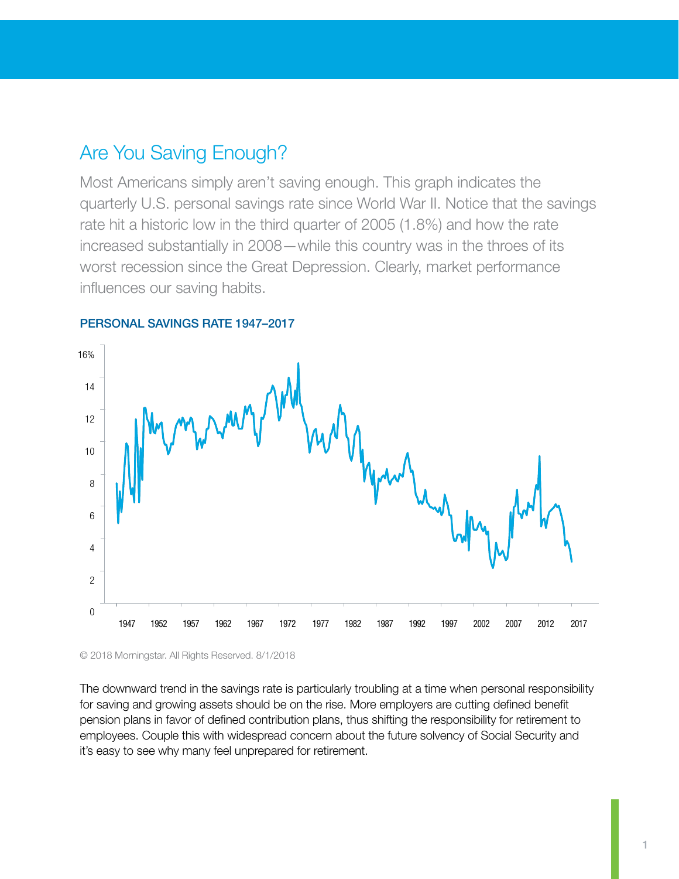## Are You Saving Enough?

Most Americans simply aren't saving enough. This graph indicates the quarterly U.S. personal savings rate since World War II. Notice that the savings rate hit a historic low in the third quarter of 2005 (1.8%) and how the rate increased substantially in 2008—while this country was in the throes of its worst recession since the Great Depression. Clearly, market performance influences our saving habits.

### PERSONAL SAVINGS RATE 1947–2017

© 2018 Morningstar. All Rights Reserved. 8/1/2018

The downward trend in the savings rate is particularly troubling at a time when personal responsibility for saving and growing assets should be on the rise. More employers are cutting defined benefit pension plans in favor of defined contribution plans, thus shifting the responsibility for retirement to employees. Couple this with widespread concern about the future solvency of Social Security and it's easy to see why many feel unprepared for retirement.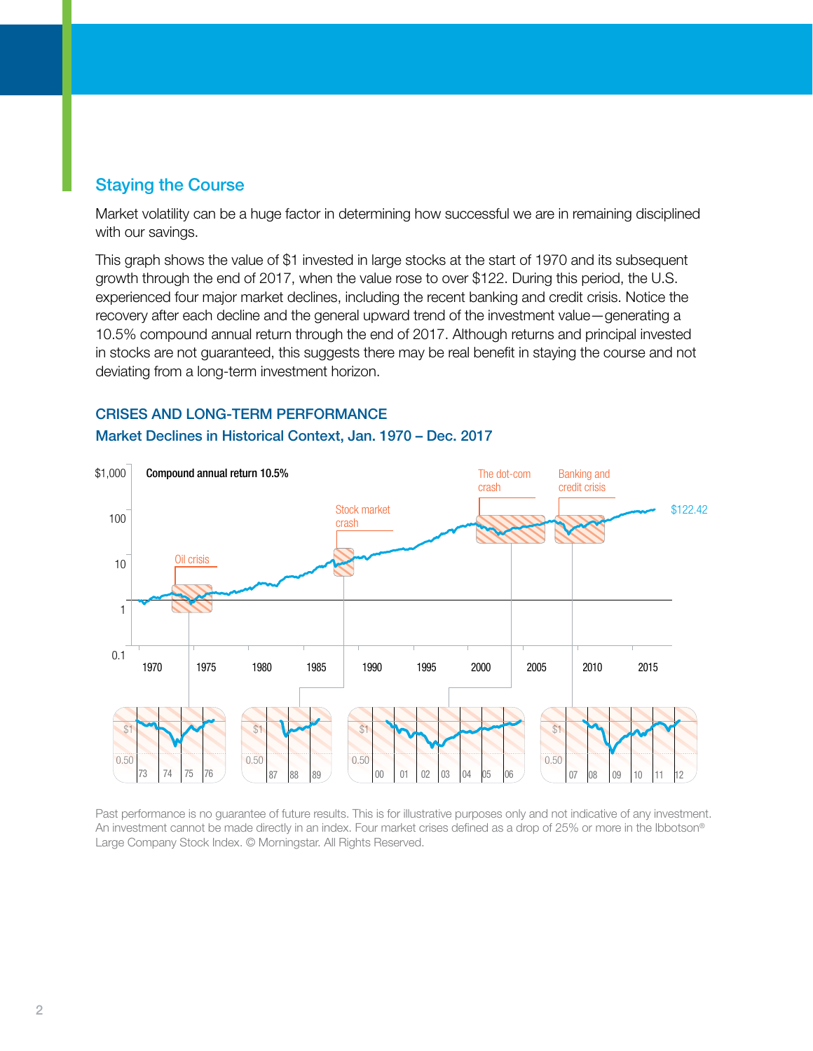## Staying the Course

Market volatility can be a huge factor in determining how successful we are in remaining disciplined with our savings.

This graph shows the value of $1 invested in large stocks at the start of 1970 and its subsequent growth through the end of 2017, when the value rose to over $122. During this period, the U.S. experienced four major market declines, including the recent banking and credit crisis. Notice the recovery after each decline and the general upward trend of the investment value—generating a 10.5% compound annual return through the end of 2017. Although returns and principal invested in stocks are not guaranteed, this suggests there may be real benefit in staying the course and not deviating from a long-term investment horizon.

### CRISES AND LONG-TERM PERFORMANCE

### Market Declines in Historical Context, Jan. 1970 – Dec. 2017

Compound annual return 10.5%

$1,000
100
10
1
0.1

1970 1975 1980 1985 1990 1995 2000 2005 2010 2015

Oil crisis

Stock market crash

The dot-com crash

Banking and credit crisis

$122.42

$1
0.50
73 74 75 76

$1
0.50
87 88 89

$1
0.50
00 01 02 03 04 05 06

$1
0.50
07 08 09 10 11 12

Past performance is no guarantee of future results. This is for illustrative purposes only and not indicative of any investment. An investment cannot be made directly in an index. Four market crises defined as a drop of 25% or more in the Ibbotson® Large Company Stock Index. © Morningstar. All Rights Reserved.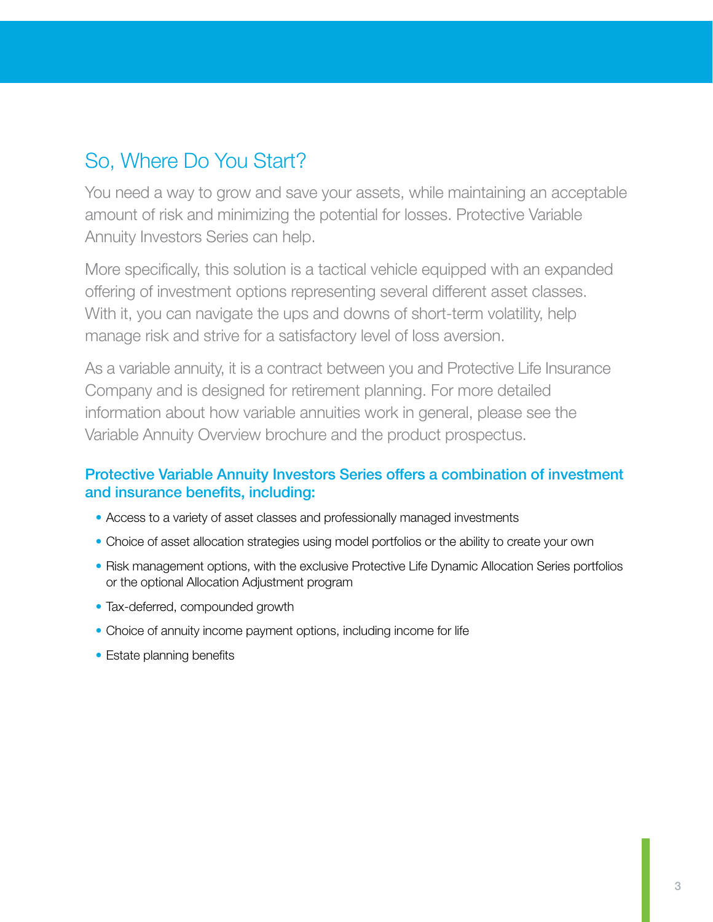## So, Where Do You Start?

You need a way to grow and save your assets, while maintaining an acceptable amount of risk and minimizing the potential for losses. Protective Variable Annuity Investors Series can help.

More specifically, this solution is a tactical vehicle equipped with an expanded offering of investment options representing several different asset classes. With it, you can navigate the ups and downs of short-term volatility, help manage risk and strive for a satisfactory level of loss aversion.

As a variable annuity, it is a contract between you and Protective Life Insurance Company and is designed for retirement planning. For more detailed information about how variable annuities work in general, please see the Variable Annuity Overview brochure and the product prospectus.

### Protective Variable Annuity Investors Series offers a combination of investment and insurance benefits, including:

- Access to a variety of asset classes and professionally managed investments
- Choice of asset allocation strategies using model portfolios or the ability to create your own
- Risk management options, with the exclusive Protective Life Dynamic Allocation Series portfolios or the optional Allocation Adjustment program
- Tax-deferred, compounded growth
- Choice of annuity income payment options, including income for life
- Estate planning benefits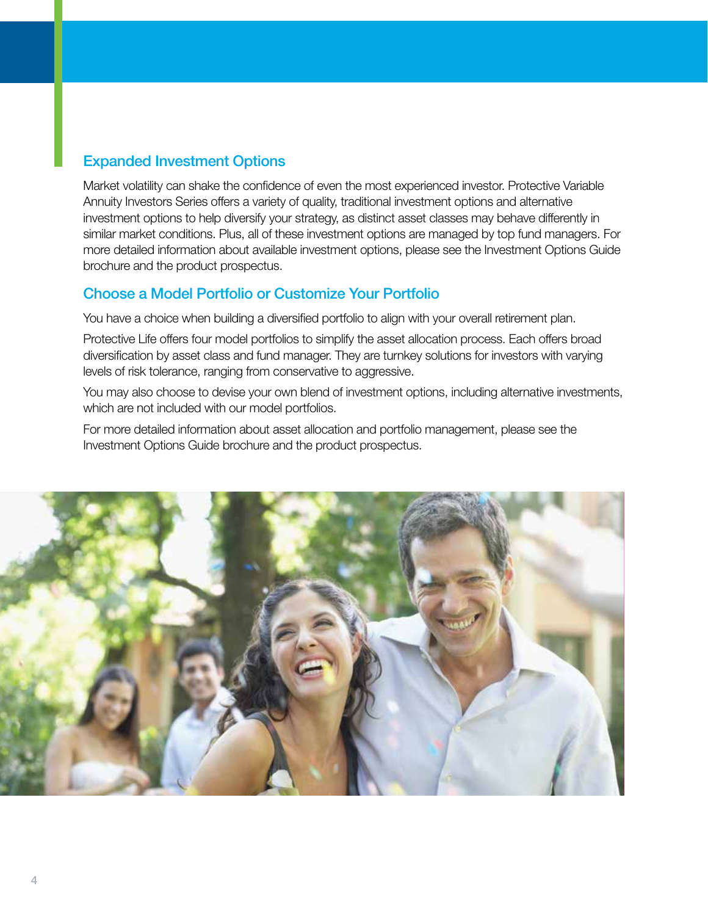## Expanded Investment Options

Market volatility can shake the confidence of even the most experienced investor. Protective Variable Annuity Investors Series offers a variety of quality, traditional investment options and alternative investment options to help diversify your strategy, as distinct asset classes may behave differently in similar market conditions. Plus, all of these investment options are managed by top fund managers. For more detailed information about available investment options, please see the Investment Options Guide brochure and the product prospectus.

## Choose a Model Portfolio or Customize Your Portfolio

You have a choice when building a diversified portfolio to align with your overall retirement plan.

Protective Life offers four model portfolios to simplify the asset allocation process. Each offers broad diversification by asset class and fund manager. They are turnkey solutions for investors with varying levels of risk tolerance, ranging from conservative to aggressive.

You may also choose to devise your own blend of investment options, including alternative investments, which are not included with our model portfolios.

For more detailed information about asset allocation and portfolio management, please see the Investment Options Guide brochure and the product prospectus.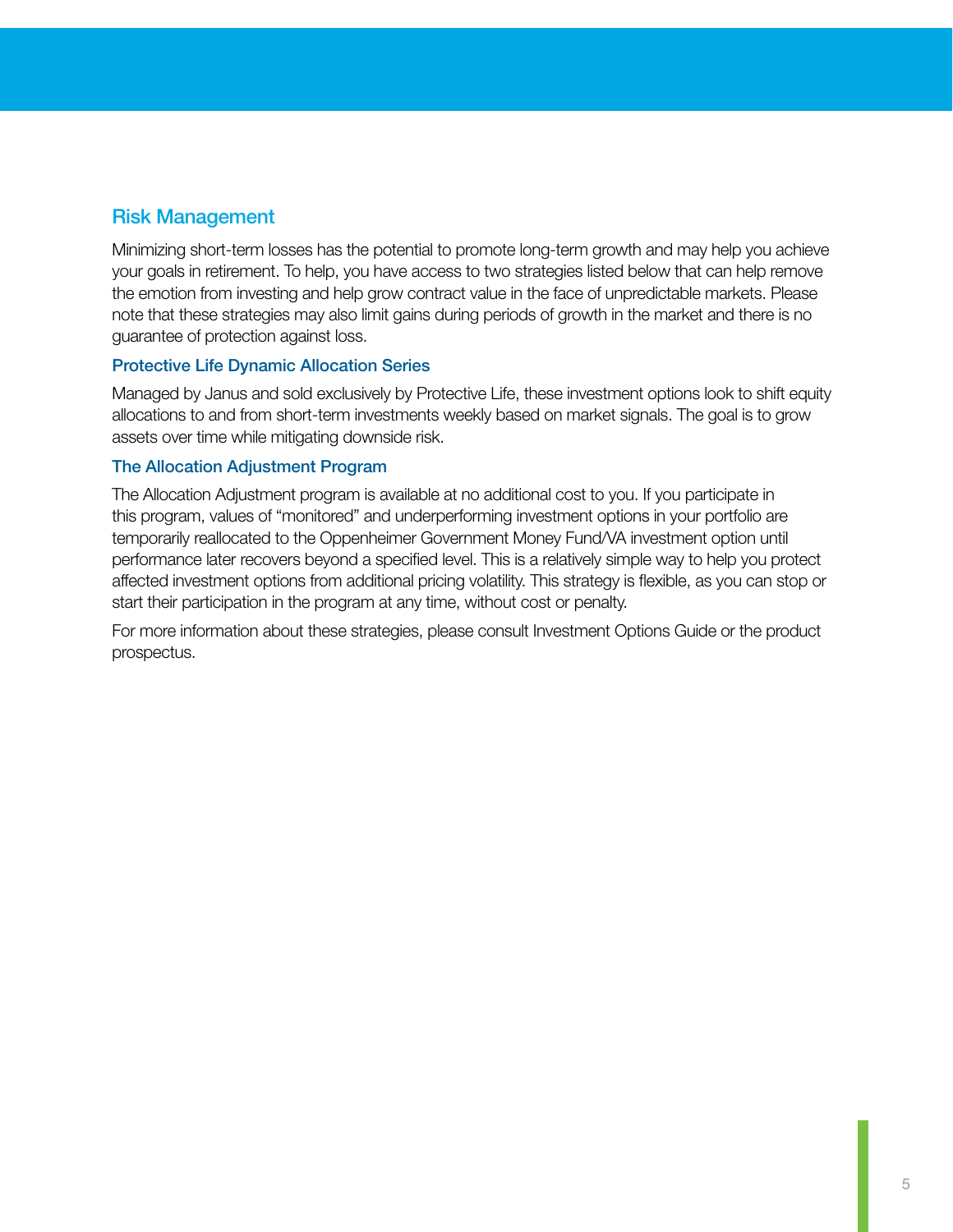## Risk Management

Minimizing short-term losses has the potential to promote long-term growth and may help you achieve your goals in retirement. To help, you have access to two strategies listed below that can help remove the emotion from investing and help grow contract value in the face of unpredictable markets. Please note that these strategies may also limit gains during periods of growth in the market and there is no guarantee of protection against loss.

### Protective Life Dynamic Allocation Series

Managed by Janus and sold exclusively by Protective Life, these investment options look to shift equity allocations to and from short-term investments weekly based on market signals. The goal is to grow assets over time while mitigating downside risk.

### The Allocation Adjustment Program

The Allocation Adjustment program is available at no additional cost to you. If you participate in this program, values of "monitored" and underperforming investment options in your portfolio are temporarily reallocated to the Oppenheimer Government Money Fund/VA investment option until performance later recovers beyond a specified level. This is a relatively simple way to help you protect affected investment options from additional pricing volatility. This strategy is flexible, as you can stop or start their participation in the program at any time, without cost or penalty.

For more information about these strategies, please consult Investment Options Guide or the product prospectus.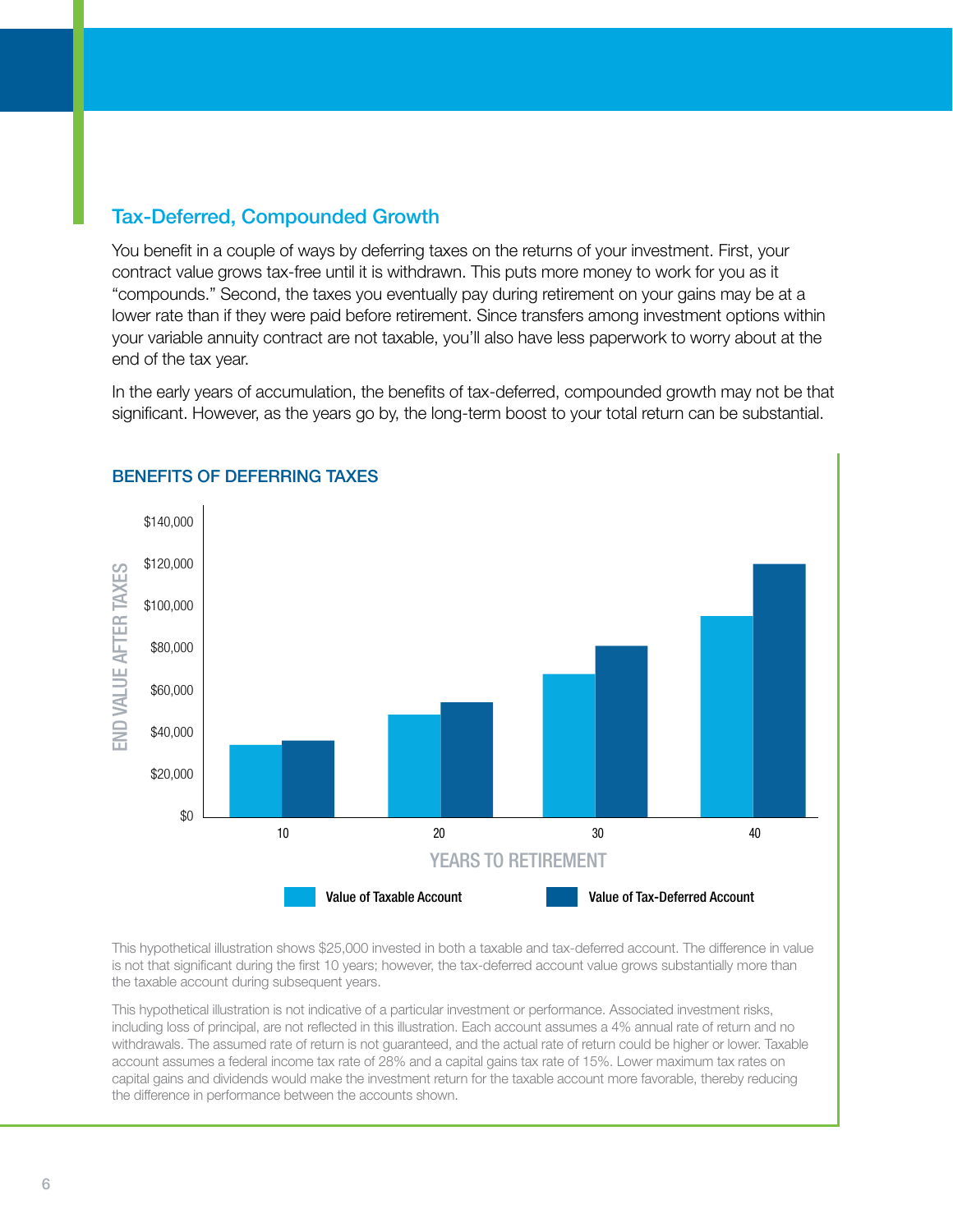## Tax-Deferred, Compounded Growth

You benefit in a couple of ways by deferring taxes on the returns of your investment. First, your contract value grows tax-free until it is withdrawn. This puts more money to work for you as it "compounds." Second, the taxes you eventually pay during retirement on your gains may be at a lower rate than if they were paid before retirement. Since transfers among investment options within your variable annuity contract are not taxable, you'll also have less paperwork to worry about at the end of the tax year.

In the early years of accumulation, the benefits of tax-deferred, compounded growth may not be that significant. However, as the years go by, the long-term boost to your total return can be substantial.

### BENEFITS OF DEFERRING TAXES

END VALUE AFTER TAXES

$140,000
$120,000
$100,000
$80,000
$60,000
$40,000
$20,000
$0

10 20 30 40

YEARS TO RETIREMENT

Value of Taxable Account | Value of Tax-Deferred Account

This hypothetical illustration shows $25,000 invested in both a taxable and tax-deferred account. The difference in value is not that significant during the first 10 years; however, the tax-deferred account value grows substantially more than the taxable account during subsequent years.

This hypothetical illustration is not indicative of a particular investment or performance. Associated investment risks, including loss of principal, are not reflected in this illustration. Each account assumes a 4% annual rate of return and no withdrawals. The assumed rate of return is not guaranteed, and the actual rate of return could be higher or lower. Taxable account assumes a federal income tax rate of 28% and a capital gains tax rate of 15%. Lower maximum tax rates on capital gains and dividends would make the investment return for the taxable account more favorable, thereby reducing the difference in performance between the accounts shown.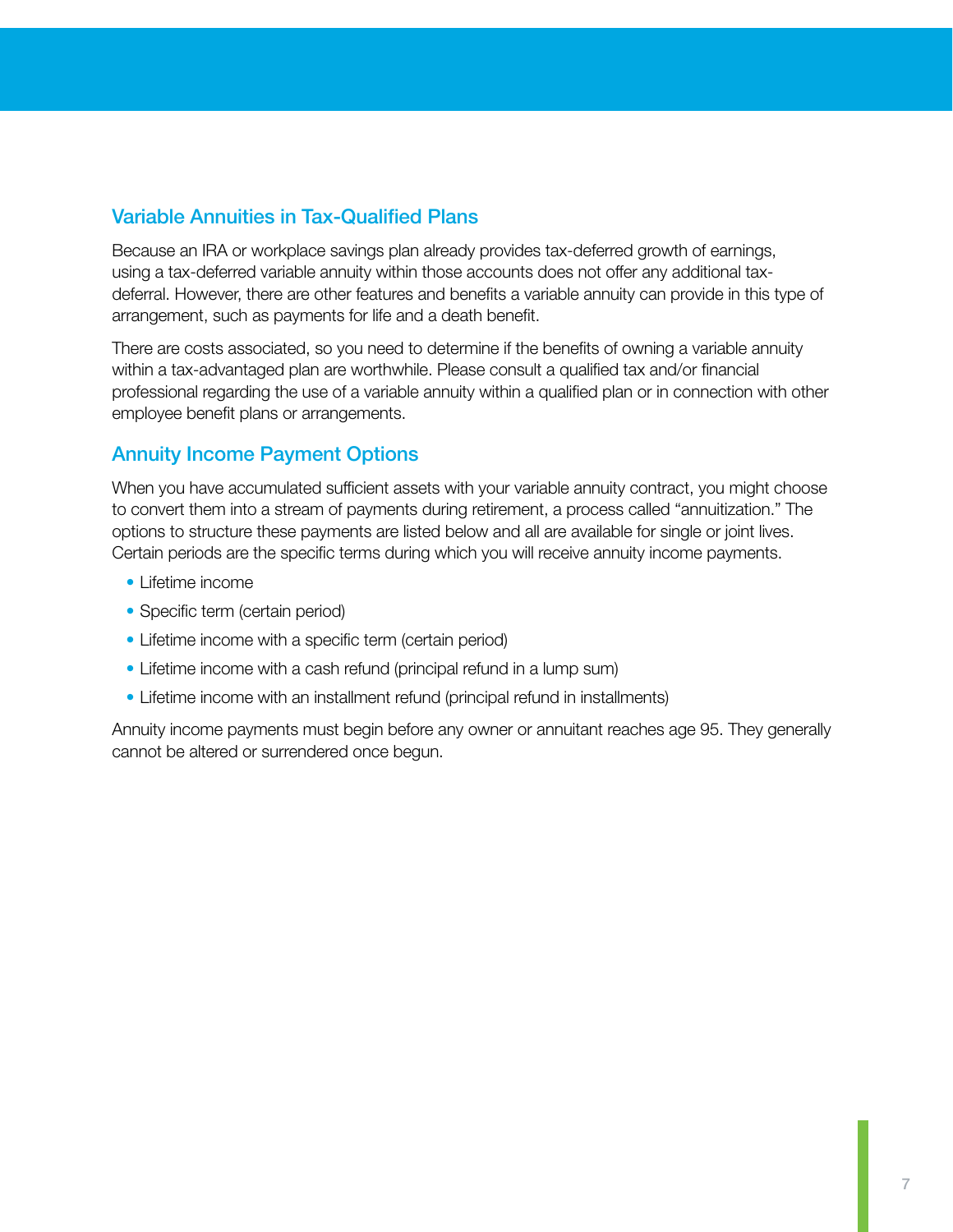## Variable Annuities in Tax-Qualified Plans

Because an IRA or workplace savings plan already provides tax-deferred growth of earnings, using a tax-deferred variable annuity within those accounts does not offer any additional tax-deferral. However, there are other features and benefits a variable annuity can provide in this type of arrangement, such as payments for life and a death benefit.

There are costs associated, so you need to determine if the benefits of owning a variable annuity within a tax-advantaged plan are worthwhile. Please consult a qualified tax and/or financial professional regarding the use of a variable annuity within a qualified plan or in connection with other employee benefit plans or arrangements.

## Annuity Income Payment Options

When you have accumulated sufficient assets with your variable annuity contract, you might choose to convert them into a stream of payments during retirement, a process called "annuitization." The options to structure these payments are listed below and all are available for single or joint lives. Certain periods are the specific terms during which you will receive annuity income payments.

- Lifetime income
- Specific term (certain period)
- Lifetime income with a specific term (certain period)
- Lifetime income with a cash refund (principal refund in a lump sum)
- Lifetime income with an installment refund (principal refund in installments)

Annuity income payments must begin before any owner or annuitant reaches age 95. They generally cannot be altered or surrendered once begun.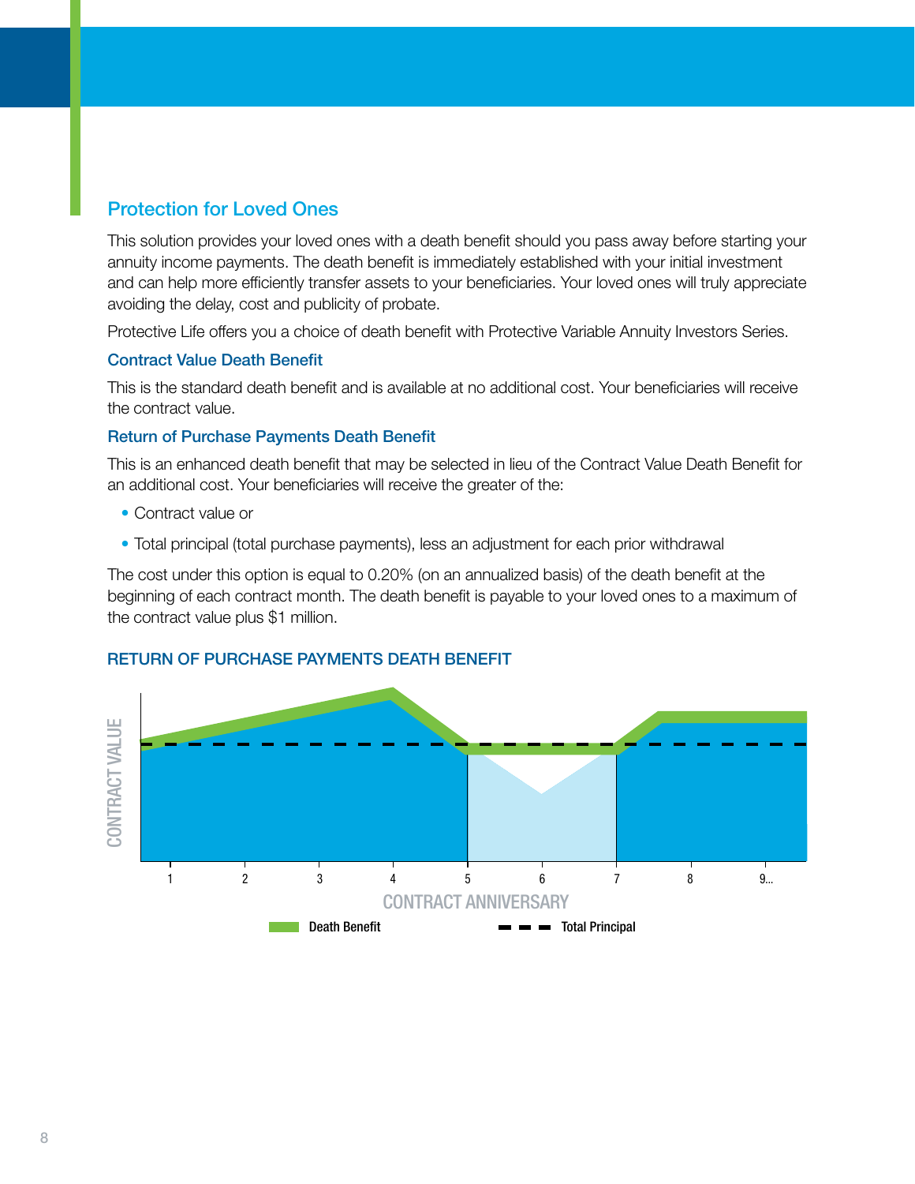## Protection for Loved Ones

This solution provides your loved ones with a death benefit should you pass away before starting your annuity income payments. The death benefit is immediately established with your initial investment and can help more efficiently transfer assets to your beneficiaries. Your loved ones will truly appreciate avoiding the delay, cost and publicity of probate.

Protective Life offers you a choice of death benefit with Protective Variable Annuity Investors Series.

### Contract Value Death Benefit

This is the standard death benefit and is available at no additional cost. Your beneficiaries will receive the contract value.

### Return of Purchase Payments Death Benefit

This is an enhanced death benefit that may be selected in lieu of the Contract Value Death Benefit for an additional cost. Your beneficiaries will receive the greater of the:

- Contract value or
- Total principal (total purchase payments), less an adjustment for each prior withdrawal

The cost under this option is equal to 0.20% (on an annualized basis) of the death benefit at the beginning of each contract month. The death benefit is payable to your loved ones to a maximum of the contract value plus $1 million.

### RETURN OF PURCHASE PAYMENTS DEATH BENEFIT

CONTRACT VALUE

1 2 3 4 5 6 7 8 9...

CONTRACT ANNIVERSARY

Death Benefit — Total Principal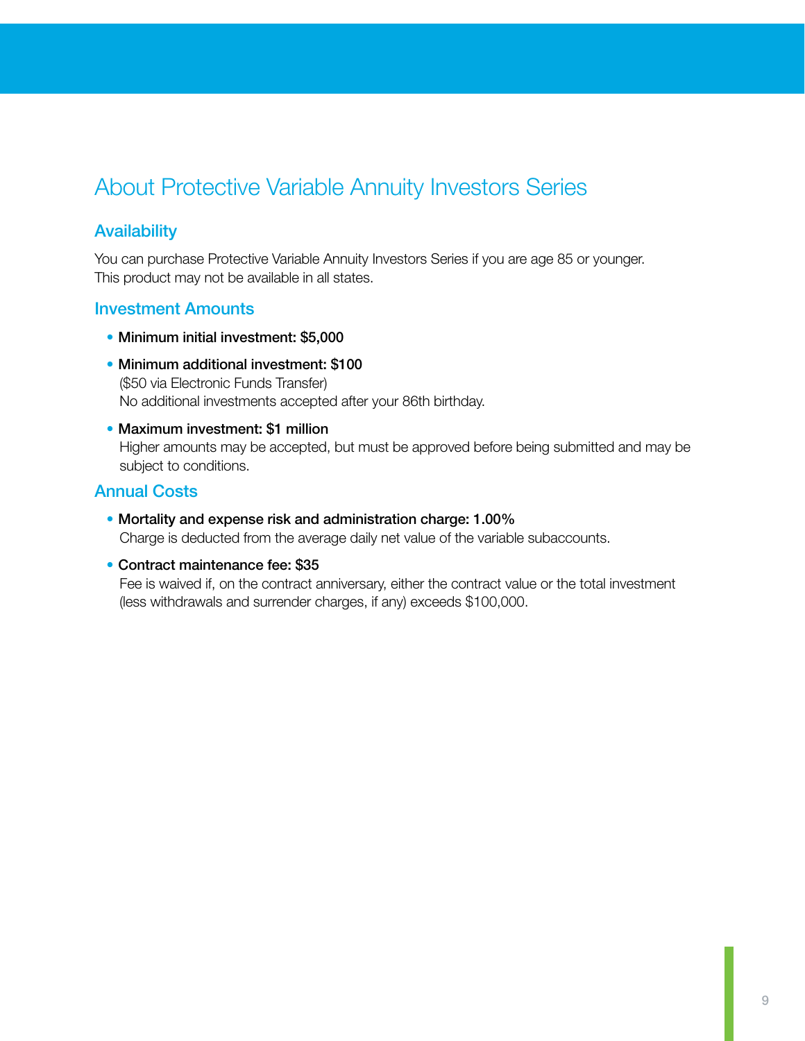# About Protective Variable Annuity Investors Series

## Availability

You can purchase Protective Variable Annuity Investors Series if you are age 85 or younger. This product may not be available in all states.

## Investment Amounts

- **Minimum initial investment: $5,000**
- **Minimum additional investment: $100**
  ($50 via Electronic Funds Transfer)
  No additional investments accepted after your 86th birthday.
- **Maximum investment: $1 million**
  Higher amounts may be accepted, but must be approved before being submitted and may be subject to conditions.

## Annual Costs

- **Mortality and expense risk and administration charge: 1.00%**
  Charge is deducted from the average daily net value of the variable subaccounts.
- **Contract maintenance fee: $35**
  Fee is waived if, on the contract anniversary, either the contract value or the total investment (less withdrawals and surrender charges, if any) exceeds $100,000.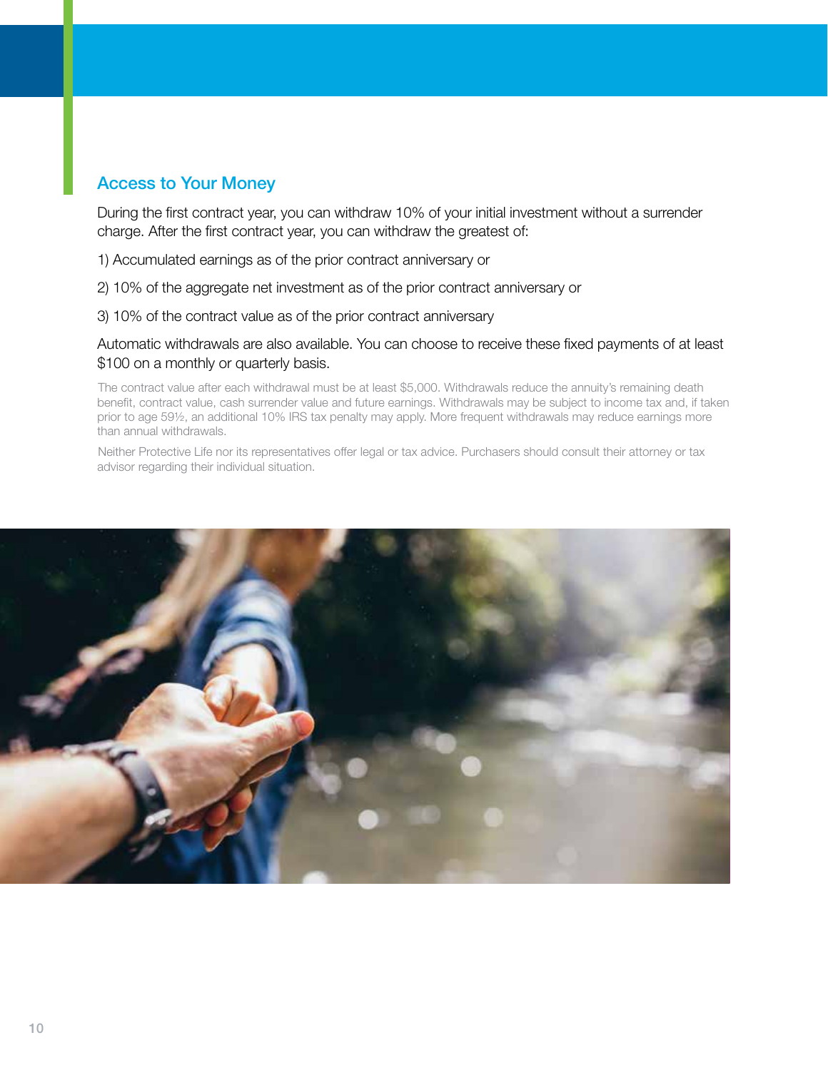## Access to Your Money

During the first contract year, you can withdraw 10% of your initial investment without a surrender charge. After the first contract year, you can withdraw the greatest of:

1) Accumulated earnings as of the prior contract anniversary or

2) 10% of the aggregate net investment as of the prior contract anniversary or

3) 10% of the contract value as of the prior contract anniversary

Automatic withdrawals are also available. You can choose to receive these fixed payments of at least $100 on a monthly or quarterly basis.

The contract value after each withdrawal must be at least $5,000. Withdrawals reduce the annuity's remaining death benefit, contract value, cash surrender value and future earnings. Withdrawals may be subject to income tax and, if taken prior to age 59½, an additional 10% IRS tax penalty may apply. More frequent withdrawals may reduce earnings more than annual withdrawals.

Neither Protective Life nor its representatives offer legal or tax advice. Purchasers should consult their attorney or tax advisor regarding their individual situation.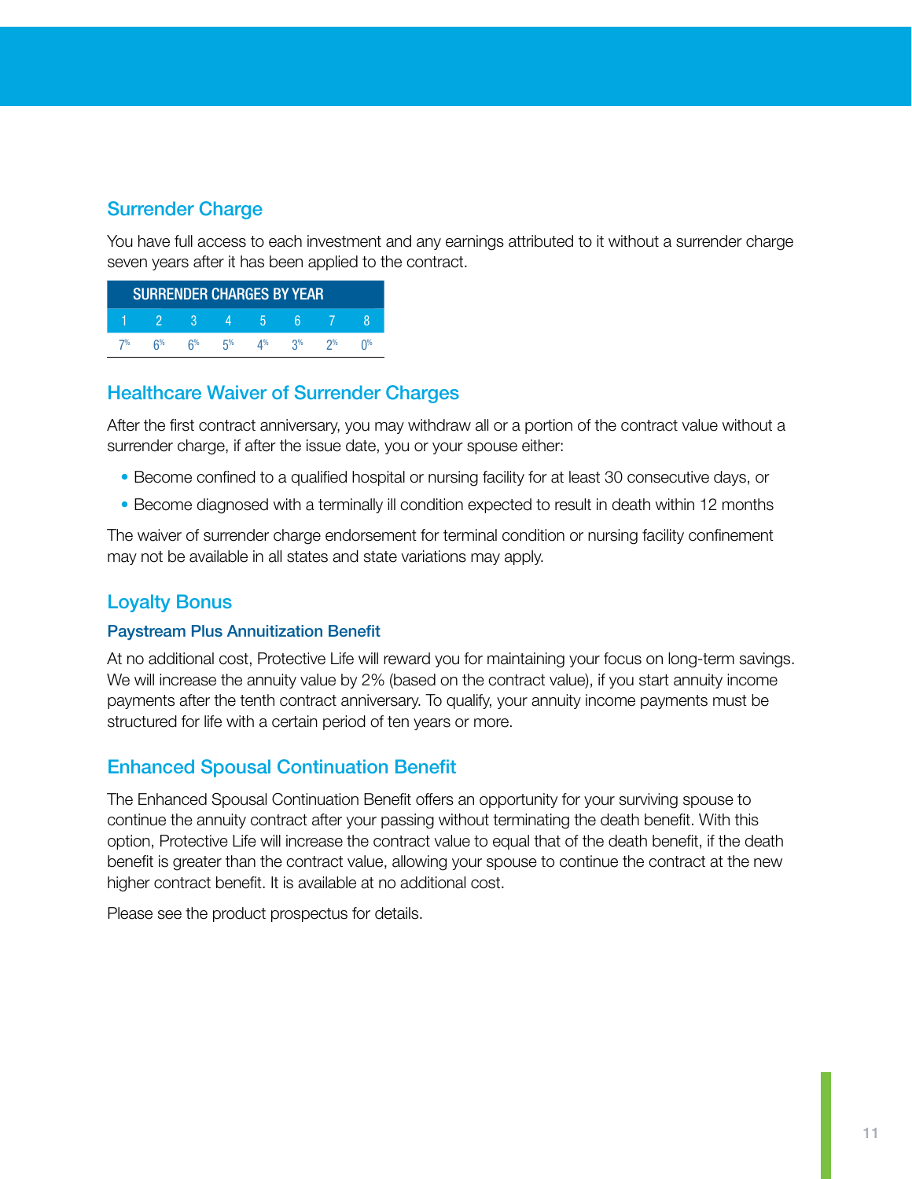## Surrender Charge

You have full access to each investment and any earnings attributed to it without a surrender charge seven years after it has been applied to the contract.

| SURRENDER CHARGES BY YEAR | | | | | | | |
|---|---|---|---|---|---|---|---|
| 1 | 2 | 3 | 4 | 5 | 6 | 7 | 8 |
| 7% | 6% | 6% | 5% | 4% | 3% | 2% | 0% |

## Healthcare Waiver of Surrender Charges

After the first contract anniversary, you may withdraw all or a portion of the contract value without a surrender charge, if after the issue date, you or your spouse either:

- Become confined to a qualified hospital or nursing facility for at least 30 consecutive days, or
- Become diagnosed with a terminally ill condition expected to result in death within 12 months

The waiver of surrender charge endorsement for terminal condition or nursing facility confinement may not be available in all states and state variations may apply.

## Loyalty Bonus

### Paystream Plus Annuitization Benefit

At no additional cost, Protective Life will reward you for maintaining your focus on long-term savings. We will increase the annuity value by 2% (based on the contract value), if you start annuity income payments after the tenth contract anniversary. To qualify, your annuity income payments must be structured for life with a certain period of ten years or more.

## Enhanced Spousal Continuation Benefit

The Enhanced Spousal Continuation Benefit offers an opportunity for your surviving spouse to continue the annuity contract after your passing without terminating the death benefit. With this option, Protective Life will increase the contract value to equal that of the death benefit, if the death benefit is greater than the contract value, allowing your spouse to continue the contract at the new higher contract benefit. It is available at no additional cost.

Please see the product prospectus for details.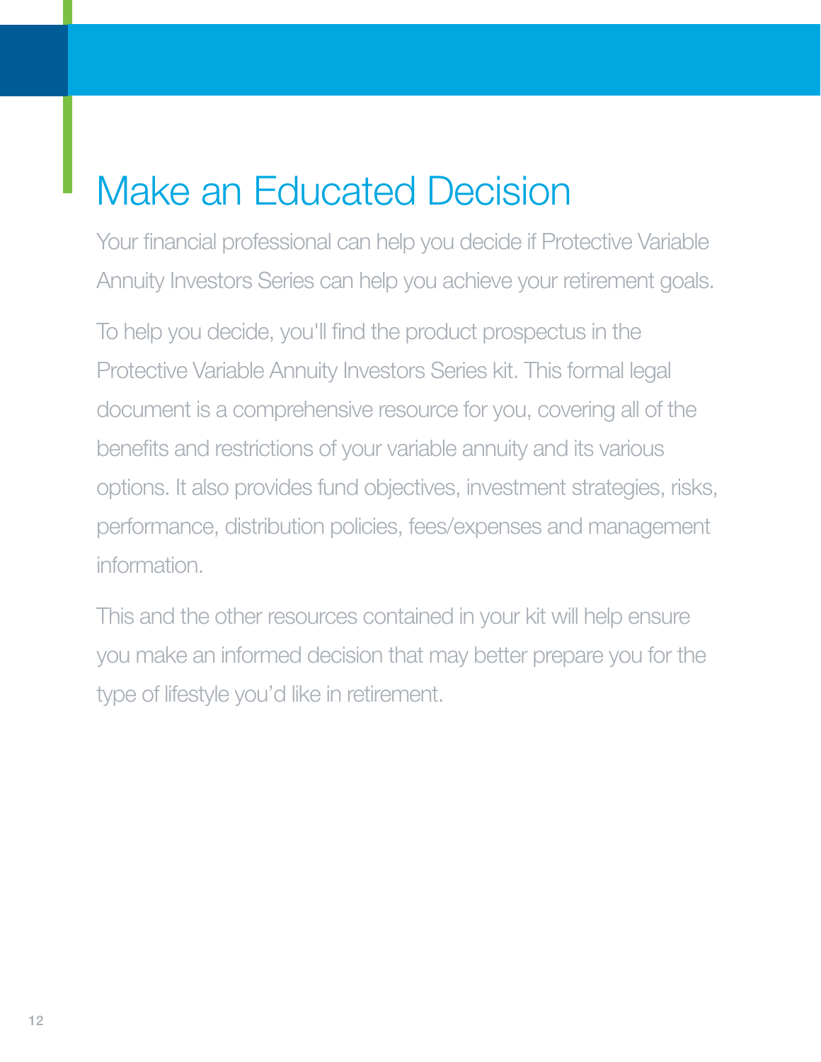# Make an Educated Decision

Your financial professional can help you decide if Protective Variable Annuity Investors Series can help you achieve your retirement goals.

To help you decide, you'll find the product prospectus in the Protective Variable Annuity Investors Series kit. This formal legal document is a comprehensive resource for you, covering all of the benefits and restrictions of your variable annuity and its various options. It also provides fund objectives, investment strategies, risks, performance, distribution policies, fees/expenses and management information.

This and the other resources contained in your kit will help ensure you make an informed decision that may better prepare you for the type of lifestyle you'd like in retirement.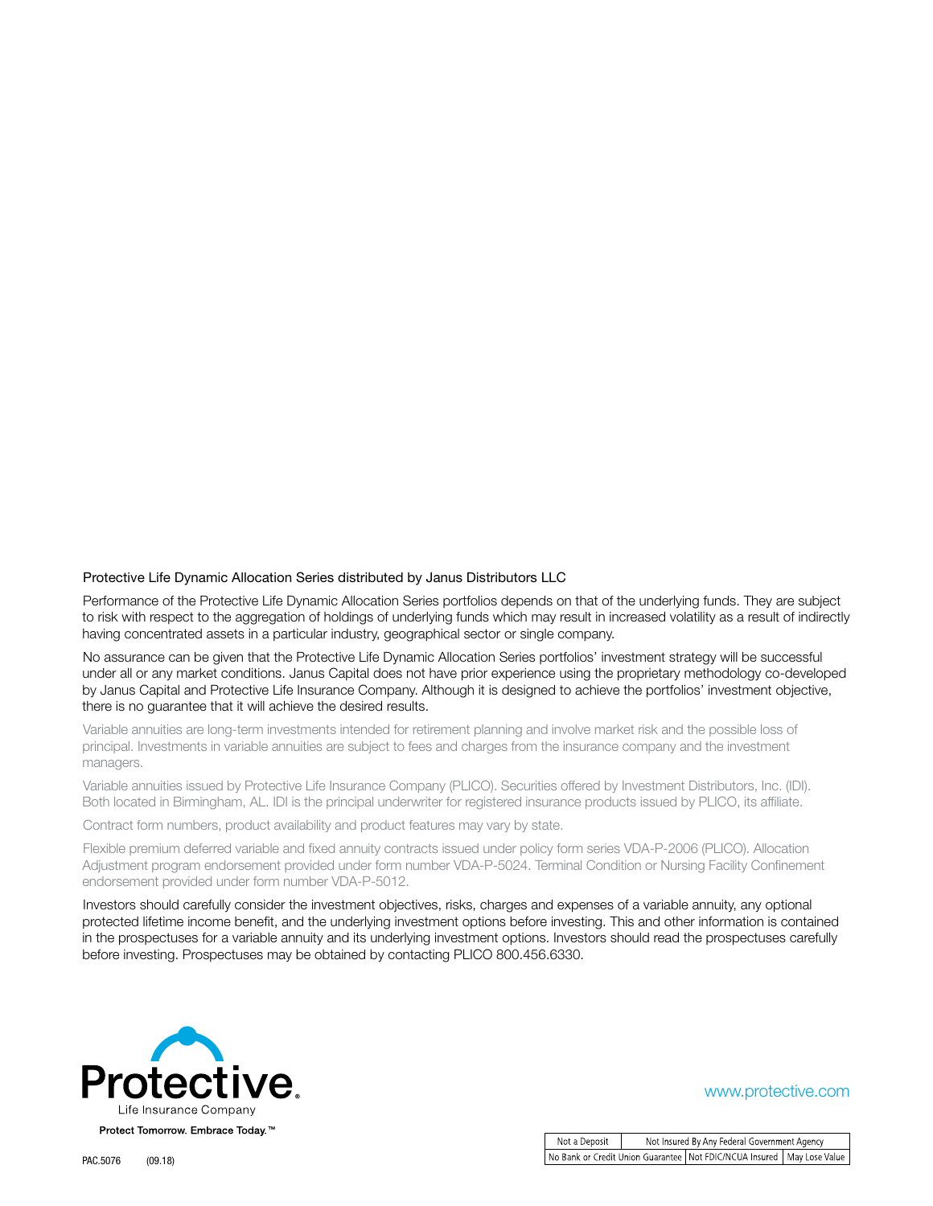Protective Life Dynamic Allocation Series distributed by Janus Distributors LLC

Performance of the Protective Life Dynamic Allocation Series portfolios depends on that of the underlying funds. They are subject to risk with respect to the aggregation of holdings of underlying funds which may result in increased volatility as a result of indirectly having concentrated assets in a particular industry, geographical sector or single company.

No assurance can be given that the Protective Life Dynamic Allocation Series portfolios' investment strategy will be successful under all or any market conditions. Janus Capital does not have prior experience using the proprietary methodology co-developed by Janus Capital and Protective Life Insurance Company. Although it is designed to achieve the portfolios' investment objective, there is no guarantee that it will achieve the desired results.

Variable annuities are long-term investments intended for retirement planning and involve market risk and the possible loss of principal. Investments in variable annuities are subject to fees and charges from the insurance company and the investment managers.

Variable annuities issued by Protective Life Insurance Company (PLICO). Securities offered by Investment Distributors, Inc. (IDI). Both located in Birmingham, AL. IDI is the principal underwriter for registered insurance products issued by PLICO, its affiliate.

Contract form numbers, product availability and product features may vary by state.

Flexible premium deferred variable and fixed annuity contracts issued under policy form series VDA-P-2006 (PLICO). Allocation Adjustment program endorsement provided under form number VDA-P-5024. Terminal Condition or Nursing Facility Confinement endorsement provided under form number VDA-P-5012.

Investors should carefully consider the investment objectives, risks, charges and expenses of a variable annuity, any optional protected lifetime income benefit, and the underlying investment options before investing. This and other information is contained in the prospectuses for a variable annuity and its underlying investment options. Investors should read the prospectuses carefully before investing. Prospectuses may be obtained by contacting PLICO 800.456.6330.

Protective. Life Insurance Company

Protect Tomorrow. Embrace Today.™

www.protective.com

| | | |
|---|---|---|
| Not a Deposit | Not Insured By Any Federal Government Agency | |
| No Bank or Credit Union Guarantee | Not FDIC/NCUA Insured | May Lose Value |

PAC.5076 (09.18)